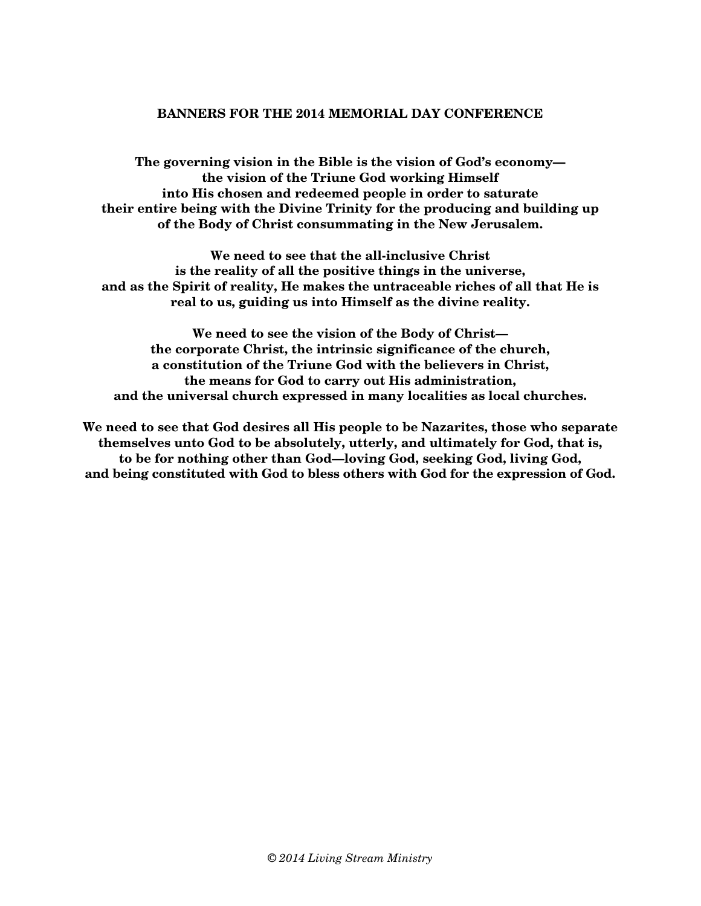# BANNERS FOR THE 2014 MEMORIAL DAY CONFERENCE

**The governing vision in the Bible is the vision of God's economy—
the vision of the Triune God working Himself
into His chosen and redeemed people in order to saturate
their entire being with the Divine Trinity for the producing and building up
of the Body of Christ consummating in the New Jerusalem.**

**We need to see that the all-inclusive Christ
is the reality of all the positive things in the universe,
and as the Spirit of reality, He makes the untraceable riches of all that He is
real to us, guiding us into Himself as the divine reality.**

**We need to see the vision of the Body of Christ—
the corporate Christ, the intrinsic significance of the church,
a constitution of the Triune God with the believers in Christ,
the means for God to carry out His administration,
and the universal church expressed in many localities as local churches.**

**We need to see that God desires all His people to be Nazarites, those who separate
themselves unto God to be absolutely, utterly, and ultimately for God, that is,
to be for nothing other than God—loving God, seeking God, living God,
and being constituted with God to bless others with God for the expression of God.**

*© 2014 Living Stream Ministry*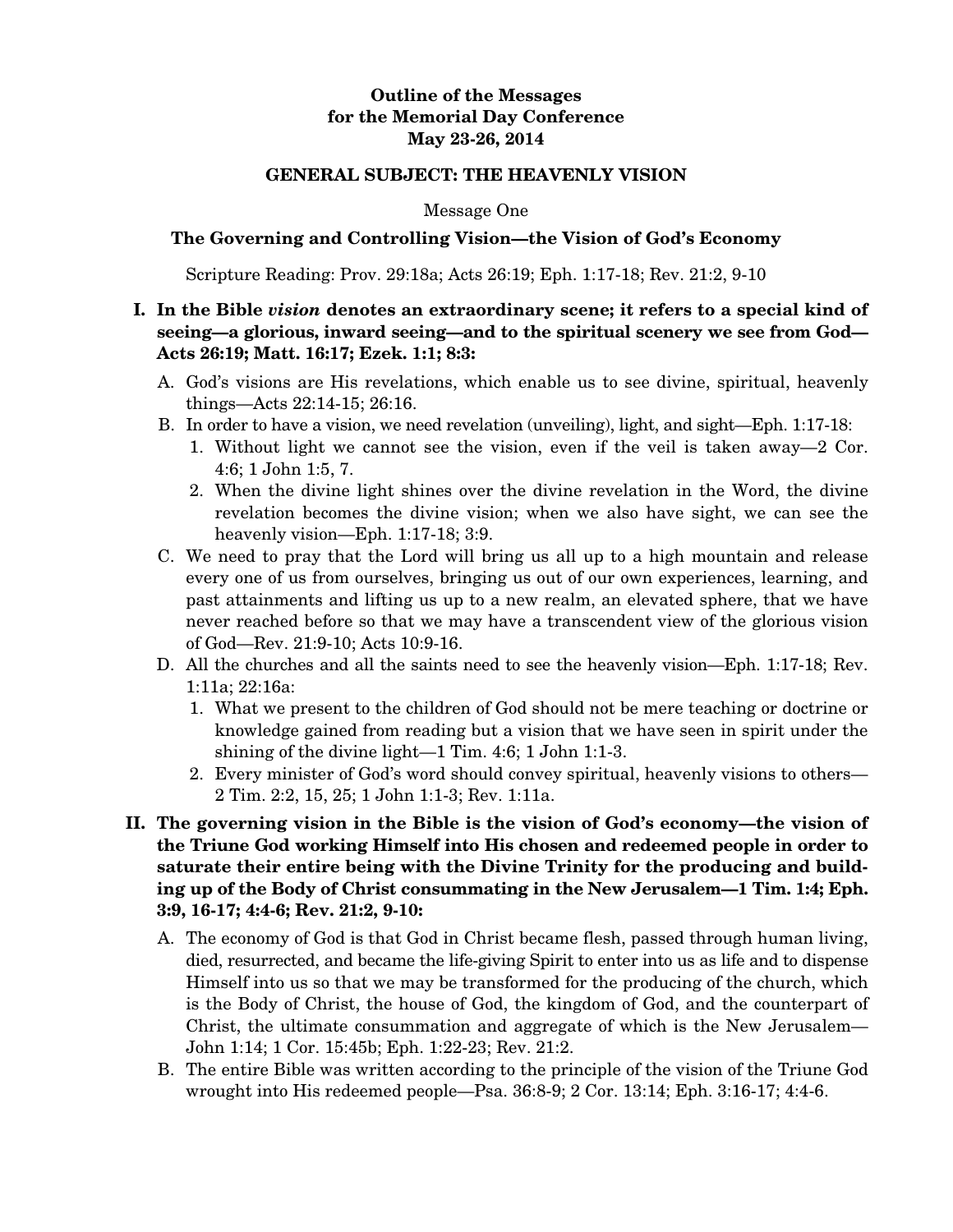**Outline of the Messages**
**for the Memorial Day Conference**
**May 23-26, 2014**

**GENERAL SUBJECT: THE HEAVENLY VISION**

Message One

**The Governing and Controlling Vision—the Vision of God's Economy**

Scripture Reading: Prov. 29:18a; Acts 26:19; Eph. 1:17-18; Rev. 21:2, 9-10

**I. In the Bible *vision* denotes an extraordinary scene; it refers to a special kind of seeing—a glorious, inward seeing—and to the spiritual scenery we see from God—Acts 26:19; Matt. 16:17; Ezek. 1:1; 8:3:**

A. God's visions are His revelations, which enable us to see divine, spiritual, heavenly things—Acts 22:14-15; 26:16.

B. In order to have a vision, we need revelation (unveiling), light, and sight—Eph. 1:17-18:

1. Without light we cannot see the vision, even if the veil is taken away—2 Cor. 4:6; 1 John 1:5, 7.
2. When the divine light shines over the divine revelation in the Word, the divine revelation becomes the divine vision; when we also have sight, we can see the heavenly vision—Eph. 1:17-18; 3:9.

C. We need to pray that the Lord will bring us all up to a high mountain and release every one of us from ourselves, bringing us out of our own experiences, learning, and past attainments and lifting us up to a new realm, an elevated sphere, that we have never reached before so that we may have a transcendent view of the glorious vision of God—Rev. 21:9-10; Acts 10:9-16.

D. All the churches and all the saints need to see the heavenly vision—Eph. 1:17-18; Rev. 1:11a; 22:16a:

1. What we present to the children of God should not be mere teaching or doctrine or knowledge gained from reading but a vision that we have seen in spirit under the shining of the divine light—1 Tim. 4:6; 1 John 1:1-3.
2. Every minister of God's word should convey spiritual, heavenly visions to others—2 Tim. 2:2, 15, 25; 1 John 1:1-3; Rev. 1:11a.

**II. The governing vision in the Bible is the vision of God's economy—the vision of the Triune God working Himself into His chosen and redeemed people in order to saturate their entire being with the Divine Trinity for the producing and building up of the Body of Christ consummating in the New Jerusalem—1 Tim. 1:4; Eph. 3:9, 16-17; 4:4-6; Rev. 21:2, 9-10:**

A. The economy of God is that God in Christ became flesh, passed through human living, died, resurrected, and became the life-giving Spirit to enter into us as life and to dispense Himself into us so that we may be transformed for the producing of the church, which is the Body of Christ, the house of God, the kingdom of God, and the counterpart of Christ, the ultimate consummation and aggregate of which is the New Jerusalem—John 1:14; 1 Cor. 15:45b; Eph. 1:22-23; Rev. 21:2.

B. The entire Bible was written according to the principle of the vision of the Triune God wrought into His redeemed people—Psa. 36:8-9; 2 Cor. 13:14; Eph. 3:16-17; 4:4-6.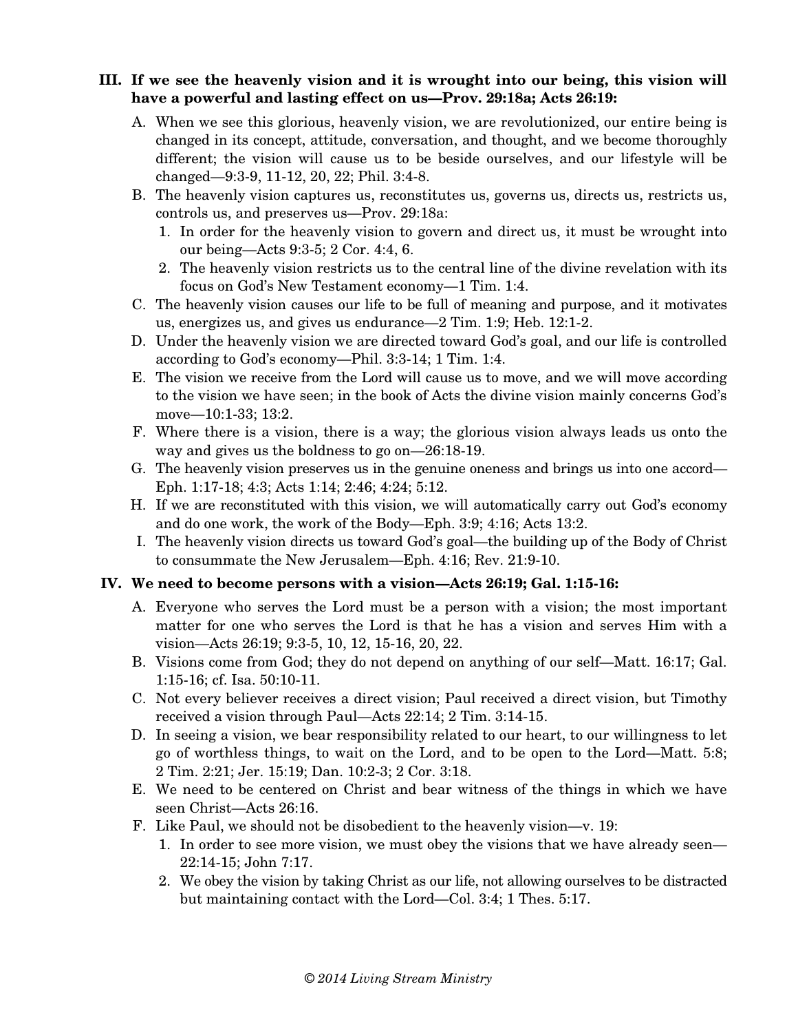**III. If we see the heavenly vision and it is wrought into our being, this vision will have a powerful and lasting effect on us—Prov. 29:18a; Acts 26:19:**

A. When we see this glorious, heavenly vision, we are revolutionized, our entire being is changed in its concept, attitude, conversation, and thought, and we become thoroughly different; the vision will cause us to be beside ourselves, and our lifestyle will be changed—9:3-9, 11-12, 20, 22; Phil. 3:4-8.

B. The heavenly vision captures us, reconstitutes us, governs us, directs us, restricts us, controls us, and preserves us—Prov. 29:18a:

1. In order for the heavenly vision to govern and direct us, it must be wrought into our being—Acts 9:3-5; 2 Cor. 4:4, 6.
2. The heavenly vision restricts us to the central line of the divine revelation with its focus on God's New Testament economy—1 Tim. 1:4.

C. The heavenly vision causes our life to be full of meaning and purpose, and it motivates us, energizes us, and gives us endurance—2 Tim. 1:9; Heb. 12:1-2.

D. Under the heavenly vision we are directed toward God's goal, and our life is controlled according to God's economy—Phil. 3:3-14; 1 Tim. 1:4.

E. The vision we receive from the Lord will cause us to move, and we will move according to the vision we have seen; in the book of Acts the divine vision mainly concerns God's move—10:1-33; 13:2.

F. Where there is a vision, there is a way; the glorious vision always leads us onto the way and gives us the boldness to go on—26:18-19.

G. The heavenly vision preserves us in the genuine oneness and brings us into one accord—Eph. 1:17-18; 4:3; Acts 1:14; 2:46; 4:24; 5:12.

H. If we are reconstituted with this vision, we will automatically carry out God's economy and do one work, the work of the Body—Eph. 3:9; 4:16; Acts 13:2.

I. The heavenly vision directs us toward God's goal—the building up of the Body of Christ to consummate the New Jerusalem—Eph. 4:16; Rev. 21:9-10.

**IV. We need to become persons with a vision—Acts 26:19; Gal. 1:15-16:**

A. Everyone who serves the Lord must be a person with a vision; the most important matter for one who serves the Lord is that he has a vision and serves Him with a vision—Acts 26:19; 9:3-5, 10, 12, 15-16, 20, 22.

B. Visions come from God; they do not depend on anything of our self—Matt. 16:17; Gal. 1:15-16; cf. Isa. 50:10-11.

C. Not every believer receives a direct vision; Paul received a direct vision, but Timothy received a vision through Paul—Acts 22:14; 2 Tim. 3:14-15.

D. In seeing a vision, we bear responsibility related to our heart, to our willingness to let go of worthless things, to wait on the Lord, and to be open to the Lord—Matt. 5:8; 2 Tim. 2:21; Jer. 15:19; Dan. 10:2-3; 2 Cor. 3:18.

E. We need to be centered on Christ and bear witness of the things in which we have seen Christ—Acts 26:16.

F. Like Paul, we should not be disobedient to the heavenly vision—v. 19:

1. In order to see more vision, we must obey the visions that we have already seen—22:14-15; John 7:17.
2. We obey the vision by taking Christ as our life, not allowing ourselves to be distracted but maintaining contact with the Lord—Col. 3:4; 1 Thes. 5:17.

*© 2014 Living Stream Ministry*